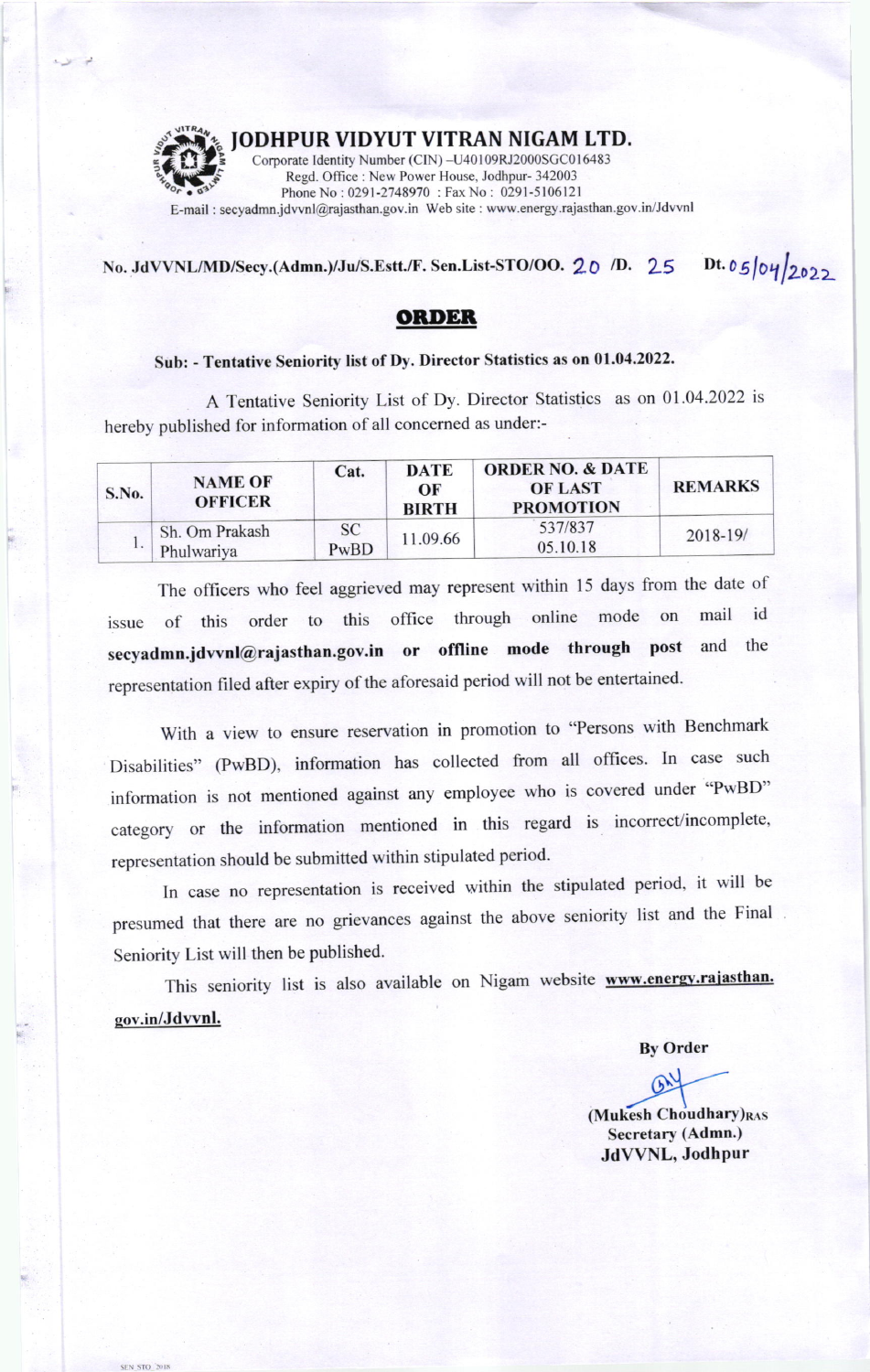# JODHPUR VIDYUT VITRAN NIGAM LTD.

Corporate Identity Number (CIN) –U40109RJ2000SGC016483
Regd. Office : New Power House, Jodhpur- 342003
Phone No : 0291-2748970 : Fax No : 0291-5106121
E-mail : secyadmn.jdvvnl@rajasthan.gov.in Web site : www.energy.rajasthan.gov.in/Jdvvnl

**No. JdVVNL/MD/Secy.(Admn.)/Ju/S.Estt./F. Sen.List-STO/OO. 20 /D. 25 Dt. 05/04/2022**

## ORDER

**Sub: - Tentative Seniority list of Dy. Director Statistics as on 01.04.2022.**

A Tentative Seniority List of Dy. Director Statistics as on 01.04.2022 is hereby published for information of all concerned as under:-

| S.No. | NAME OF OFFICER | Cat. | DATE OF BIRTH | ORDER NO. & DATE OF LAST PROMOTION | REMARKS |
|---|---|---|---|---|---|
| 1. | Sh. Om Prakash Phulwariya | SC PwBD | 11.09.66 | 537/837 05.10.18 | 2018-19/ |

The officers who feel aggrieved may represent within 15 days from the date of issue of this order to this office through online mode on mail id **secyadmn.jdvvnl@rajasthan.gov.in or offline mode through post** and the representation filed after expiry of the aforesaid period will not be entertained.

With a view to ensure reservation in promotion to "Persons with Benchmark Disabilities" (PwBD), information has collected from all offices. In case such information is not mentioned against any employee who is covered under "PwBD" category or the information mentioned in this regard is incorrect/incomplete, representation should be submitted within stipulated period.

In case no representation is received within the stipulated period, it will be presumed that there are no grievances against the above seniority list and the Final Seniority List will then be published.

This seniority list is also available on Nigam website **www.energy.rajasthan.gov.in/Jdvvnl.**

**By Order**

**(Mukesh Choudhary)RAS**
**Secretary (Admn.)**
**JdVVNL, Jodhpur**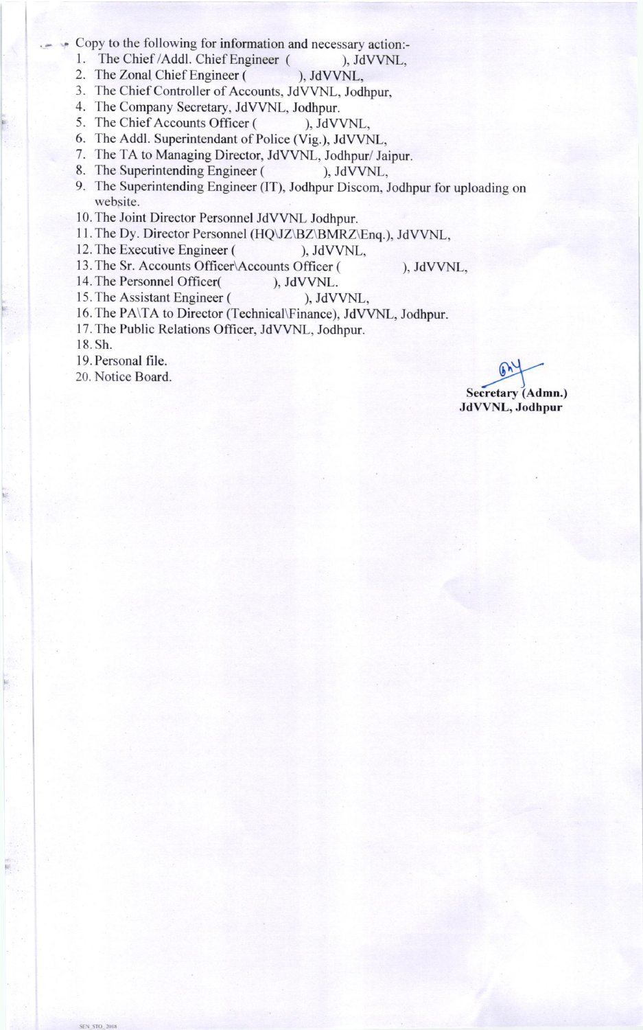Copy to the following for information and necessary action:-

1. The Chief /Addl. Chief Engineer (            ), JdVVNL,
2. The Zonal Chief Engineer (            ), JdVVNL,
3. The Chief Controller of Accounts, JdVVNL, Jodhpur,
4. The Company Secretary, JdVVNL, Jodhpur.
5. The Chief Accounts Officer (            ), JdVVNL,
6. The Addl. Superintendant of Police (Vig.), JdVVNL,
7. The TA to Managing Director, JdVVNL, Jodhpur/ Jaipur.
8. The Superintending Engineer (            ), JdVVNL,
9. The Superintending Engineer (IT), Jodhpur Discom, Jodhpur for uploading on website.
10. The Joint Director Personnel JdVVNL Jodhpur.
11. The Dy. Director Personnel (HQ\JZ\BZ\BMRZ\Enq.), JdVVNL,
12. The Executive Engineer (            ), JdVVNL,
13. The Sr. Accounts Officer\Accounts Officer (            ), JdVVNL,
14. The Personnel Officer(            ), JdVVNL.
15. The Assistant Engineer (            ), JdVVNL,
16. The PA\TA to Director (Technical\Finance), JdVVNL, Jodhpur.
17. The Public Relations Officer, JdVVNL, Jodhpur.
18. Sh.
19. Personal file.
20. Notice Board.

**Secretary (Admn.)**
**JdVVNL, Jodhpur**